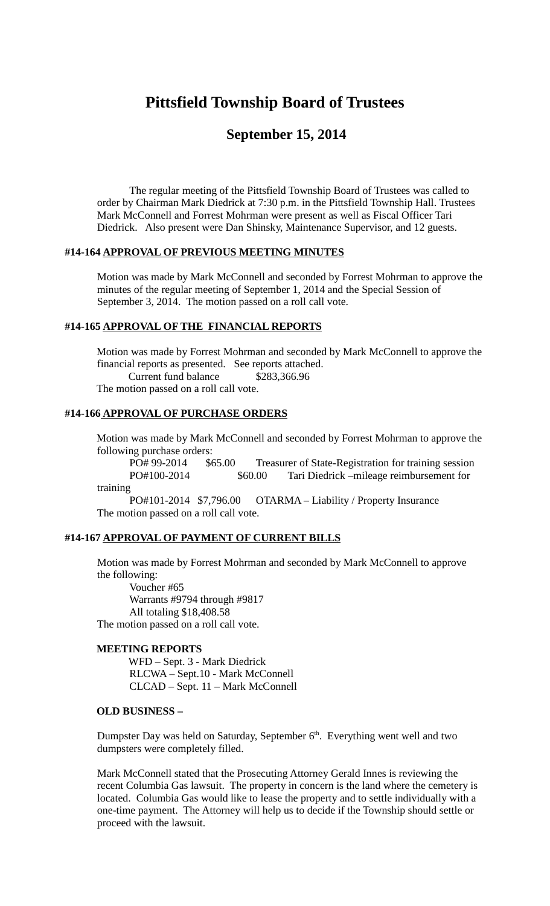# Pittsfield Township Board of Trustees

## September 15, 2014

The regular meeting of the Pittsfield Township Board of Trustees was called to order by Chairman Mark Diedrick at 7:30 p.m. in the Pittsfield Township Hall. Trustees Mark McConnell and Forrest Mohrman were present as well as Fiscal Officer Tari Diedrick. Also present were Dan Shinsky, Maintenance Supervisor, and 12 guests.

### #14-164 APPROVAL OF PREVIOUS MEETING MINUTES

Motion was made by Mark McConnell and seconded by Forrest Mohrman to approve the minutes of the regular meeting of September 1, 2014 and the Special Session of September 3, 2014. The motion passed on a roll call vote.

### #14-165 APPROVAL OF THE FINANCIAL REPORTS

Motion was made by Forrest Mohrman and seconded by Mark McConnell to approve the financial reports as presented. See reports attached.

Current fund balance $283,366.96

The motion passed on a roll call vote.

### #14-166 APPROVAL OF PURCHASE ORDERS

Motion was made by Mark McConnell and seconded by Forrest Mohrman to approve the following purchase orders:

PO# 99-2014 $65.00 Treasurer of State-Registration for training session

PO#100-2014 $60.00 Tari Diedrick –mileage reimbursement for training

PO#101-2014 $7,796.00 OTARMA – Liability / Property Insurance

The motion passed on a roll call vote.

### #14-167 APPROVAL OF PAYMENT OF CURRENT BILLS

Motion was made by Forrest Mohrman and seconded by Mark McConnell to approve the following:

Voucher #65
Warrants #9794 through #9817
All totaling $18,408.58

The motion passed on a roll call vote.

### MEETING REPORTS

WFD – Sept. 3 - Mark Diedrick
RLCWA – Sept.10 - Mark McConnell
CLCAD – Sept. 11 – Mark McConnell

### OLD BUSINESS –

Dumpster Day was held on Saturday, September 6th. Everything went well and two dumpsters were completely filled.

Mark McConnell stated that the Prosecuting Attorney Gerald Innes is reviewing the recent Columbia Gas lawsuit. The property in concern is the land where the cemetery is located. Columbia Gas would like to lease the property and to settle individually with a one-time payment. The Attorney will help us to decide if the Township should settle or proceed with the lawsuit.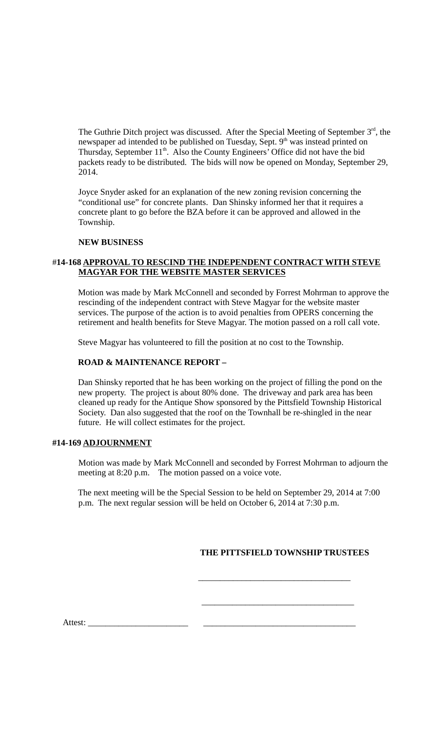The Guthrie Ditch project was discussed. After the Special Meeting of September 3rd, the newspaper ad intended to be published on Tuesday, Sept. 9th was instead printed on Thursday, September 11th. Also the County Engineers' Office did not have the bid packets ready to be distributed. The bids will now be opened on Monday, September 29, 2014.

Joyce Snyder asked for an explanation of the new zoning revision concerning the "conditional use" for concrete plants. Dan Shinsky informed her that it requires a concrete plant to go before the BZA before it can be approved and allowed in the Township.

**NEW BUSINESS**

**#14-168 <u>APPROVAL TO RESCIND THE INDEPENDENT CONTRACT WITH STEVE MAGYAR FOR THE WEBSITE MASTER SERVICES</u>**

Motion was made by Mark McConnell and seconded by Forrest Mohrman to approve the rescinding of the independent contract with Steve Magyar for the website master services. The purpose of the action is to avoid penalties from OPERS concerning the retirement and health benefits for Steve Magyar. The motion passed on a roll call vote.

Steve Magyar has volunteered to fill the position at no cost to the Township.

**ROAD & MAINTENANCE REPORT –**

Dan Shinsky reported that he has been working on the project of filling the pond on the new property. The project is about 80% done. The driveway and park area has been cleaned up ready for the Antique Show sponsored by the Pittsfield Township Historical Society. Dan also suggested that the roof on the Townhall be re-shingled in the near future. He will collect estimates for the project.

**#14-169 <u>ADJOURNMENT</u>**

Motion was made by Mark McConnell and seconded by Forrest Mohrman to adjourn the meeting at 8:20 p.m. The motion passed on a voice vote.

The next meeting will be the Special Session to be held on September 29, 2014 at 7:00 p.m. The next regular session will be held on October 6, 2014 at 7:30 p.m.

**THE PITTSFIELD TOWNSHIP TRUSTEES**

\_\_\_\_\_\_\_\_\_\_\_\_\_\_\_\_\_\_\_\_\_\_\_\_\_\_\_\_\_\_\_\_\_\_\_

\_\_\_\_\_\_\_\_\_\_\_\_\_\_\_\_\_\_\_\_\_\_\_\_\_\_\_\_\_\_\_\_\_\_\_

Attest: \_\_\_\_\_\_\_\_\_\_\_\_\_\_\_\_\_\_\_\_\_\_\_ \_\_\_\_\_\_\_\_\_\_\_\_\_\_\_\_\_\_\_\_\_\_\_\_\_\_\_\_\_\_\_\_\_\_\_